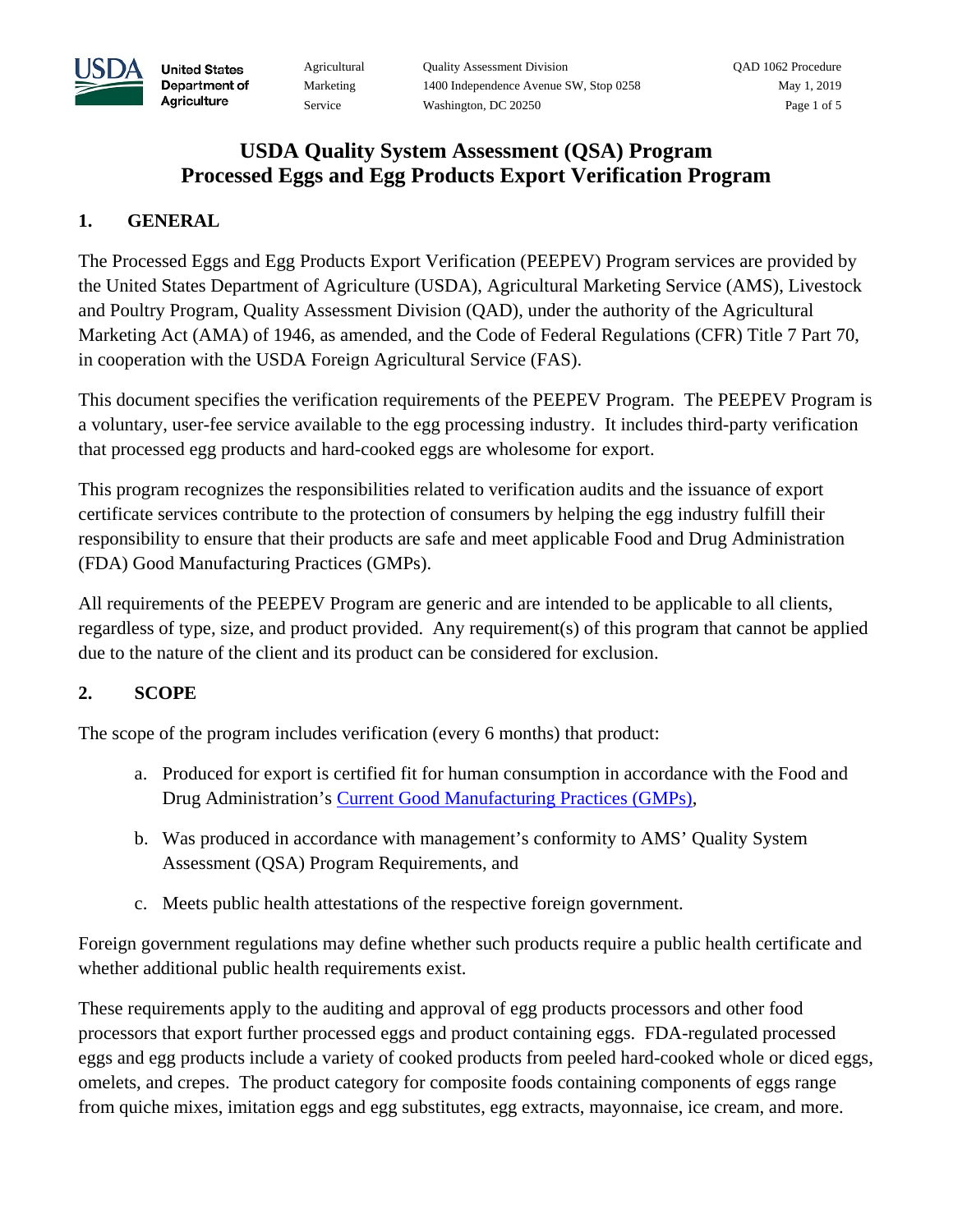# USDA Quality System Assessment (QSA) Program
# Processed Eggs and Egg Products Export Verification Program

## 1. GENERAL

The Processed Eggs and Egg Products Export Verification (PEEPEV) Program services are provided by the United States Department of Agriculture (USDA), Agricultural Marketing Service (AMS), Livestock and Poultry Program, Quality Assessment Division (QAD), under the authority of the Agricultural Marketing Act (AMA) of 1946, as amended, and the Code of Federal Regulations (CFR) Title 7 Part 70, in cooperation with the USDA Foreign Agricultural Service (FAS).

This document specifies the verification requirements of the PEEPEV Program. The PEEPEV Program is a voluntary, user-fee service available to the egg processing industry. It includes third-party verification that processed egg products and hard-cooked eggs are wholesome for export.

This program recognizes the responsibilities related to verification audits and the issuance of export certificate services contribute to the protection of consumers by helping the egg industry fulfill their responsibility to ensure that their products are safe and meet applicable Food and Drug Administration (FDA) Good Manufacturing Practices (GMPs).

All requirements of the PEEPEV Program are generic and are intended to be applicable to all clients, regardless of type, size, and product provided. Any requirement(s) of this program that cannot be applied due to the nature of the client and its product can be considered for exclusion.

## 2. SCOPE

The scope of the program includes verification (every 6 months) that product:

a. Produced for export is certified fit for human consumption in accordance with the Food and Drug Administration's Current Good Manufacturing Practices (GMPs),

b. Was produced in accordance with management's conformity to AMS' Quality System Assessment (QSA) Program Requirements, and

c. Meets public health attestations of the respective foreign government.

Foreign government regulations may define whether such products require a public health certificate and whether additional public health requirements exist.

These requirements apply to the auditing and approval of egg products processors and other food processors that export further processed eggs and product containing eggs. FDA-regulated processed eggs and egg products include a variety of cooked products from peeled hard-cooked whole or diced eggs, omelets, and crepes. The product category for composite foods containing components of eggs range from quiche mixes, imitation eggs and egg substitutes, egg extracts, mayonnaise, ice cream, and more.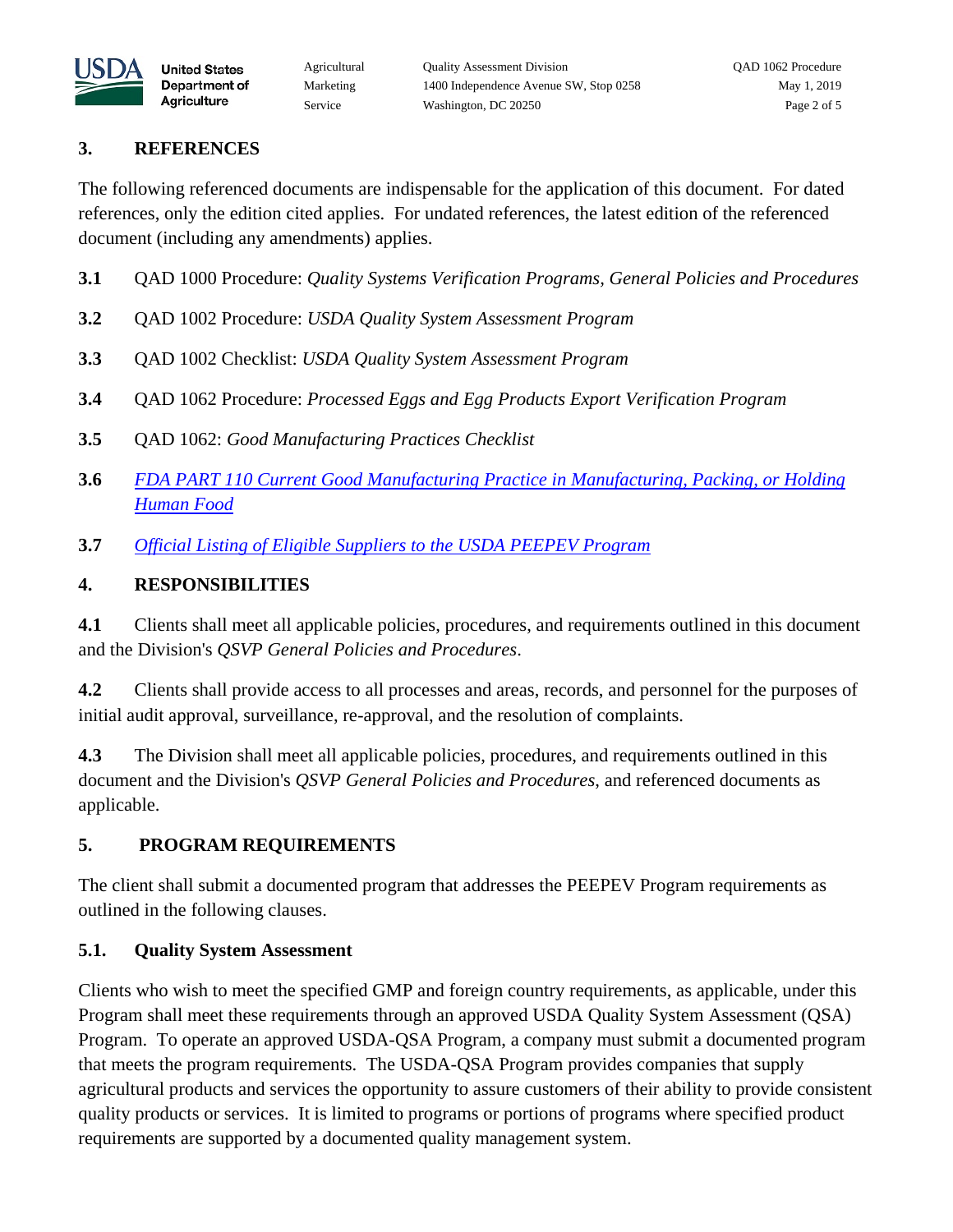## 3. REFERENCES

The following referenced documents are indispensable for the application of this document. For dated references, only the edition cited applies. For undated references, the latest edition of the referenced document (including any amendments) applies.

**3.1** QAD 1000 Procedure: *Quality Systems Verification Programs, General Policies and Procedures*

**3.2** QAD 1002 Procedure: *USDA Quality System Assessment Program*

**3.3** QAD 1002 Checklist: *USDA Quality System Assessment Program*

**3.4** QAD 1062 Procedure: *Processed Eggs and Egg Products Export Verification Program*

**3.5** QAD 1062: *Good Manufacturing Practices Checklist*

**3.6** *FDA PART 110 Current Good Manufacturing Practice in Manufacturing, Packing, or Holding Human Food*

**3.7** *Official Listing of Eligible Suppliers to the USDA PEEPEV Program*

## 4. RESPONSIBILITIES

**4.1** Clients shall meet all applicable policies, procedures, and requirements outlined in this document and the Division's *QSVP General Policies and Procedures*.

**4.2** Clients shall provide access to all processes and areas, records, and personnel for the purposes of initial audit approval, surveillance, re-approval, and the resolution of complaints.

**4.3** The Division shall meet all applicable policies, procedures, and requirements outlined in this document and the Division's *QSVP General Policies and Procedures*, and referenced documents as applicable.

## 5. PROGRAM REQUIREMENTS

The client shall submit a documented program that addresses the PEEPEV Program requirements as outlined in the following clauses.

### 5.1. Quality System Assessment

Clients who wish to meet the specified GMP and foreign country requirements, as applicable, under this Program shall meet these requirements through an approved USDA Quality System Assessment (QSA) Program. To operate an approved USDA-QSA Program, a company must submit a documented program that meets the program requirements. The USDA-QSA Program provides companies that supply agricultural products and services the opportunity to assure customers of their ability to provide consistent quality products or services. It is limited to programs or portions of programs where specified product requirements are supported by a documented quality management system.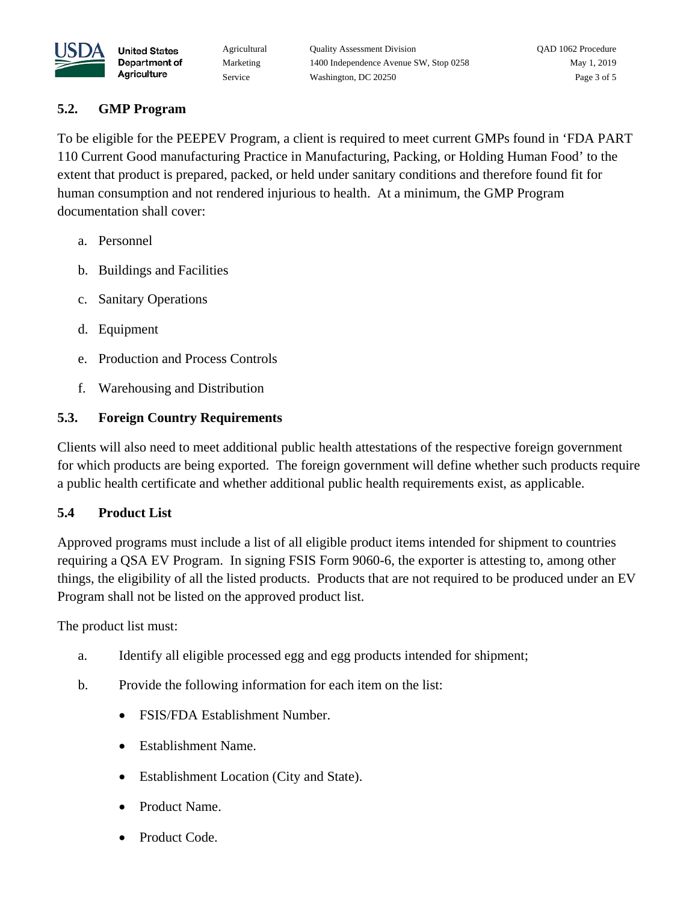### 5.2. GMP Program

To be eligible for the PEEPEV Program, a client is required to meet current GMPs found in 'FDA PART 110 Current Good manufacturing Practice in Manufacturing, Packing, or Holding Human Food' to the extent that product is prepared, packed, or held under sanitary conditions and therefore found fit for human consumption and not rendered injurious to health. At a minimum, the GMP Program documentation shall cover:

a. Personnel

b. Buildings and Facilities

c. Sanitary Operations

d. Equipment

e. Production and Process Controls

f. Warehousing and Distribution

### 5.3. Foreign Country Requirements

Clients will also need to meet additional public health attestations of the respective foreign government for which products are being exported. The foreign government will define whether such products require a public health certificate and whether additional public health requirements exist, as applicable.

### 5.4 Product List

Approved programs must include a list of all eligible product items intended for shipment to countries requiring a QSA EV Program. In signing FSIS Form 9060-6, the exporter is attesting to, among other things, the eligibility of all the listed products. Products that are not required to be produced under an EV Program shall not be listed on the approved product list.

The product list must:

a. Identify all eligible processed egg and egg products intended for shipment;

b. Provide the following information for each item on the list:

- FSIS/FDA Establishment Number.
- Establishment Name.
- Establishment Location (City and State).
- Product Name.
- Product Code.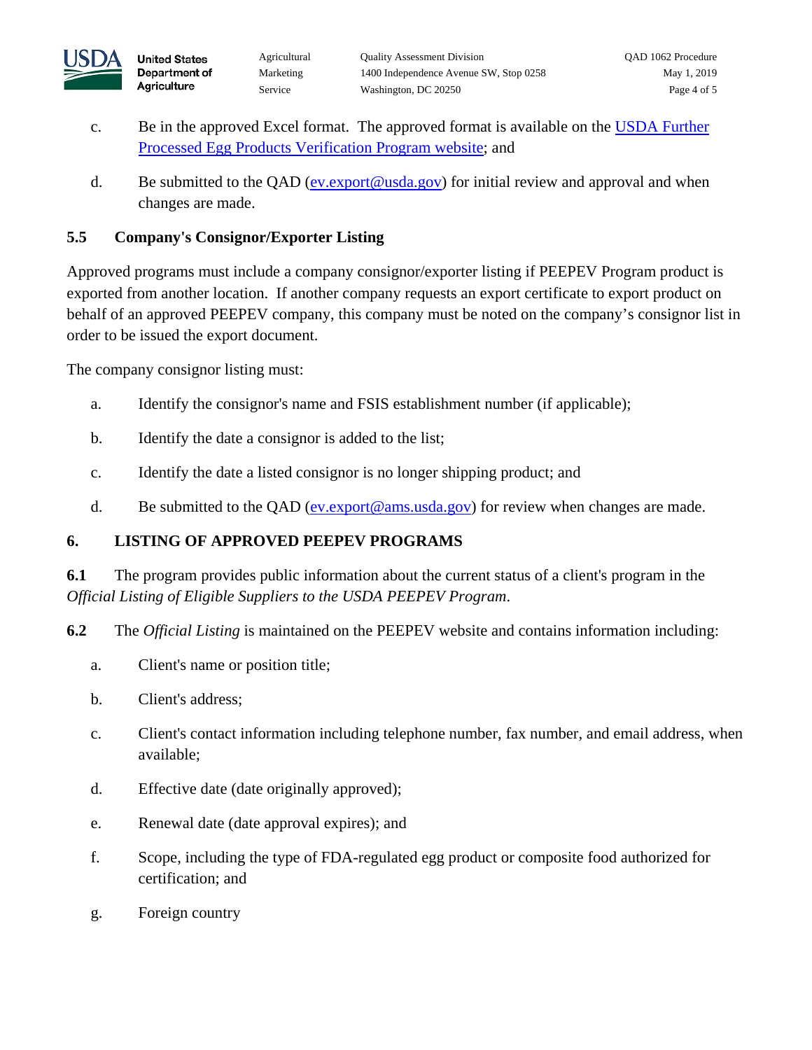c. Be in the approved Excel format. The approved format is available on the USDA Further Processed Egg Products Verification Program website; and

d. Be submitted to the QAD (ev.export@usda.gov) for initial review and approval and when changes are made.

### 5.5 Company's Consignor/Exporter Listing

Approved programs must include a company consignor/exporter listing if PEEPEV Program product is exported from another location. If another company requests an export certificate to export product on behalf of an approved PEEPEV company, this company must be noted on the company's consignor list in order to be issued the export document.

The company consignor listing must:

a. Identify the consignor's name and FSIS establishment number (if applicable);

b. Identify the date a consignor is added to the list;

c. Identify the date a listed consignor is no longer shipping product; and

d. Be submitted to the QAD (ev.export@ams.usda.gov) for review when changes are made.

## 6. LISTING OF APPROVED PEEPEV PROGRAMS

**6.1** The program provides public information about the current status of a client's program in the *Official Listing of Eligible Suppliers to the USDA PEEPEV Program*.

**6.2** The *Official Listing* is maintained on the PEEPEV website and contains information including:

a. Client's name or position title;

b. Client's address;

c. Client's contact information including telephone number, fax number, and email address, when available;

d. Effective date (date originally approved);

e. Renewal date (date approval expires); and

f. Scope, including the type of FDA-regulated egg product or composite food authorized for certification; and

g. Foreign country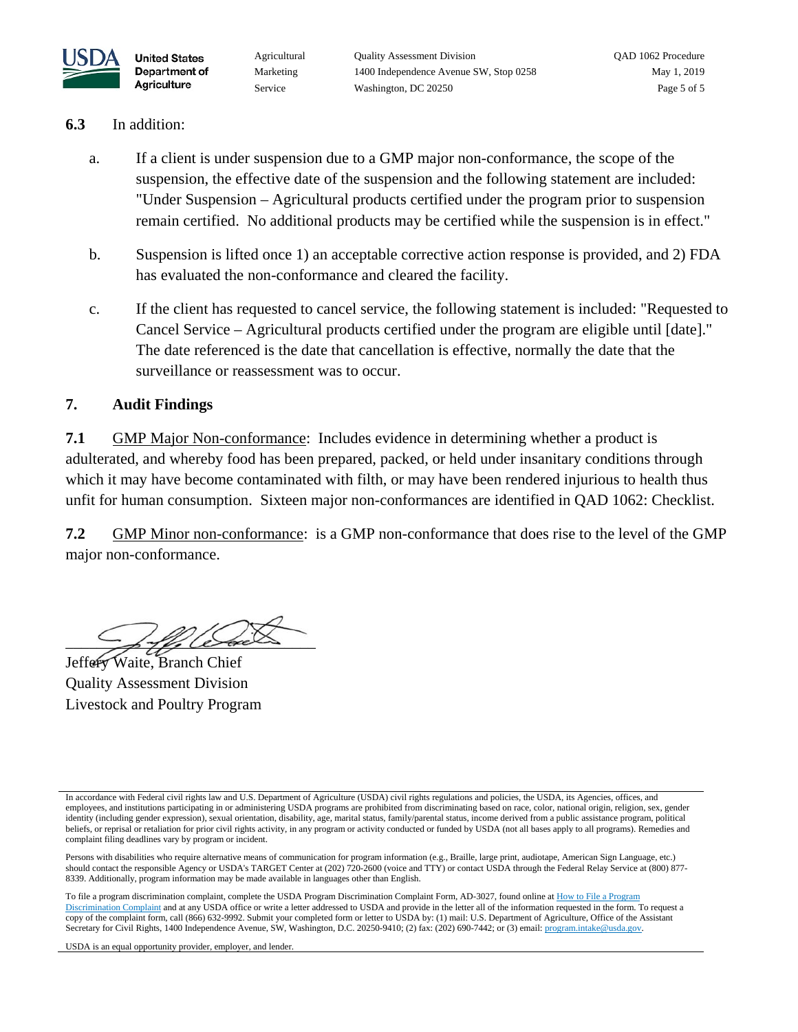**6.3** In addition:

a. If a client is under suspension due to a GMP major non-conformance, the scope of the suspension, the effective date of the suspension and the following statement are included: "Under Suspension – Agricultural products certified under the program prior to suspension remain certified. No additional products may be certified while the suspension is in effect."

b. Suspension is lifted once 1) an acceptable corrective action response is provided, and 2) FDA has evaluated the non-conformance and cleared the facility.

c. If the client has requested to cancel service, the following statement is included: "Requested to Cancel Service – Agricultural products certified under the program are eligible until [date]." The date referenced is the date that cancellation is effective, normally the date that the surveillance or reassessment was to occur.

## 7. Audit Findings

**7.1** GMP Major Non-conformance: Includes evidence in determining whether a product is adulterated, and whereby food has been prepared, packed, or held under insanitary conditions through which it may have become contaminated with filth, or may have been rendered injurious to health thus unfit for human consumption. Sixteen major non-conformances are identified in QAD 1062: Checklist.

**7.2** GMP Minor non-conformance: is a GMP non-conformance that does rise to the level of the GMP major non-conformance.

Jeffery Waite, Branch Chief
Quality Assessment Division
Livestock and Poultry Program

In accordance with Federal civil rights law and U.S. Department of Agriculture (USDA) civil rights regulations and policies, the USDA, its Agencies, offices, and employees, and institutions participating in or administering USDA programs are prohibited from discriminating based on race, color, national origin, religion, sex, gender identity (including gender expression), sexual orientation, disability, age, marital status, family/parental status, income derived from a public assistance program, political beliefs, or reprisal or retaliation for prior civil rights activity, in any program or activity conducted or funded by USDA (not all bases apply to all programs). Remedies and complaint filing deadlines vary by program or incident.

Persons with disabilities who require alternative means of communication for program information (e.g., Braille, large print, audiotape, American Sign Language, etc.) should contact the responsible Agency or USDA's TARGET Center at (202) 720-2600 (voice and TTY) or contact USDA through the Federal Relay Service at (800) 877-8339. Additionally, program information may be made available in languages other than English.

To file a program discrimination complaint, complete the USDA Program Discrimination Complaint Form, AD-3027, found online at How to File a Program Discrimination Complaint and at any USDA office or write a letter addressed to USDA and provide in the letter all of the information requested in the form. To request a copy of the complaint form, call (866) 632-9992. Submit your completed form or letter to USDA by: (1) mail: U.S. Department of Agriculture, Office of the Assistant Secretary for Civil Rights, 1400 Independence Avenue, SW, Washington, D.C. 20250-9410; (2) fax: (202) 690-7442; or (3) email: program.intake@usda.gov.

USDA is an equal opportunity provider, employer, and lender.